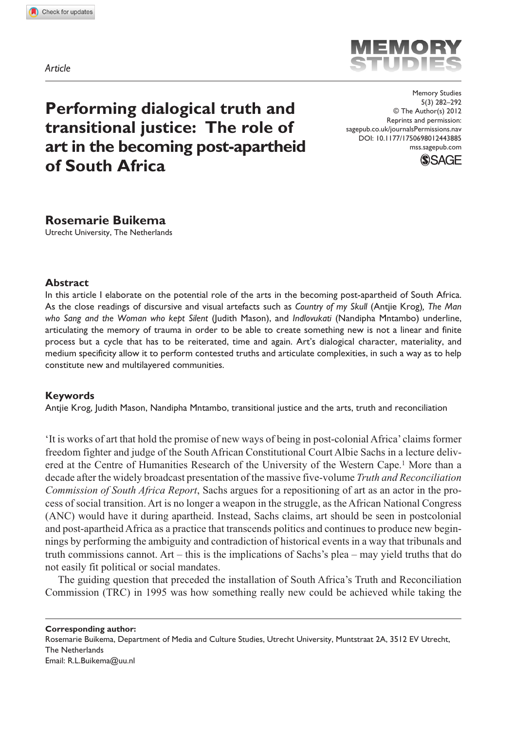*Article*

# Performing dialogical truth and transitional justice: The role of art in the becoming post-apartheid of South Africa

Memory Studies
5(3) 282–292
© The Author(s) 2012
Reprints and permission:
sagepub.co.uk/journalsPermissions.nav
DOI: 10.1177/1750698012443885
mss.sagepub.com

**Rosemarie Buikema**
Utrecht University, The Netherlands

### Abstract

In this article I elaborate on the potential role of the arts in the becoming post-apartheid of South Africa. As the close readings of discursive and visual artefacts such as *Country of my Skull* (Antjie Krog), *The Man who Sang and the Woman who kept Silent* (Judith Mason), and *Indlovukati* (Nandipha Mntambo) underline, articulating the memory of trauma in order to be able to create something new is not a linear and finite process but a cycle that has to be reiterated, time and again. Art's dialogical character, materiality, and medium specificity allow it to perform contested truths and articulate complexities, in such a way as to help constitute new and multilayered communities.

### Keywords

Antjie Krog, Judith Mason, Nandipha Mntambo, transitional justice and the arts, truth and reconciliation

'It is works of art that hold the promise of new ways of being in post-colonial Africa' claims former freedom fighter and judge of the South African Constitutional Court Albie Sachs in a lecture delivered at the Centre of Humanities Research of the University of the Western Cape.[1] More than a decade after the widely broadcast presentation of the massive five-volume *Truth and Reconciliation Commission of South Africa Report*, Sachs argues for a repositioning of art as an actor in the process of social transition. Art is no longer a weapon in the struggle, as the African National Congress (ANC) would have it during apartheid. Instead, Sachs claims, art should be seen in postcolonial and post-apartheid Africa as a practice that transcends politics and continues to produce new beginnings by performing the ambiguity and contradiction of historical events in a way that tribunals and truth commissions cannot. Art – this is the implications of Sachs's plea – may yield truths that do not easily fit political or social mandates.

The guiding question that preceded the installation of South Africa's Truth and Reconciliation Commission (TRC) in 1995 was how something really new could be achieved while taking the

**Corresponding author:**
Rosemarie Buikema, Department of Media and Culture Studies, Utrecht University, Muntstraat 2A, 3512 EV Utrecht, The Netherlands
Email: R.L.Buikema@uu.nl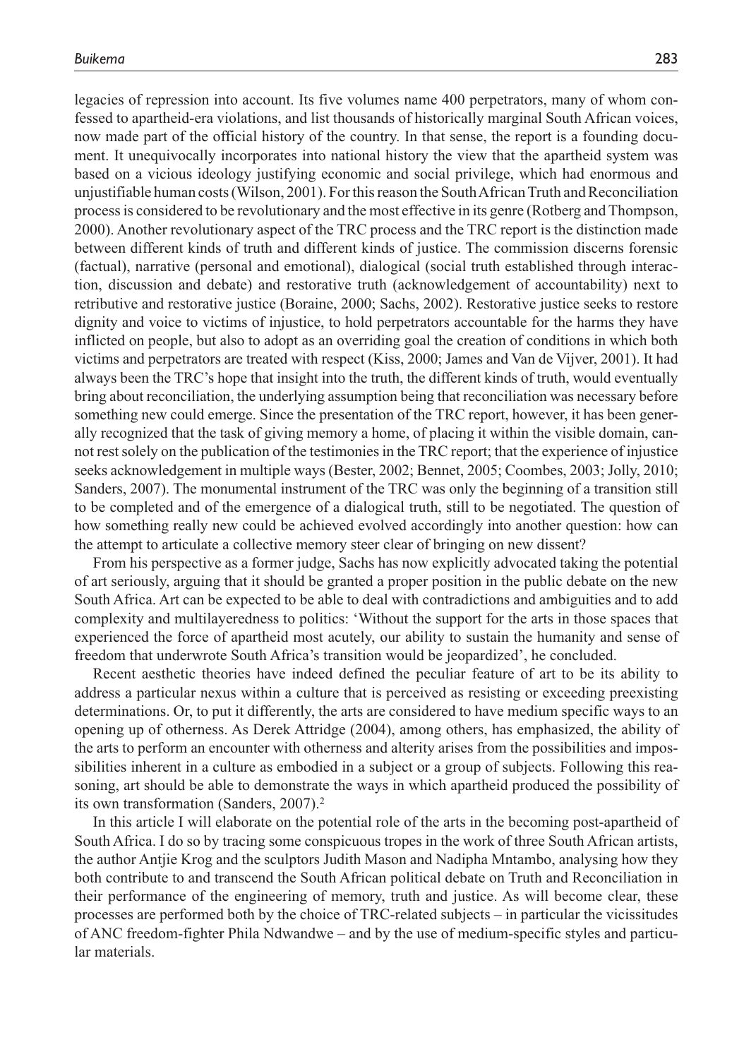legacies of repression into account. Its five volumes name 400 perpetrators, many of whom confessed to apartheid-era violations, and list thousands of historically marginal South African voices, now made part of the official history of the country. In that sense, the report is a founding document. It unequivocally incorporates into national history the view that the apartheid system was based on a vicious ideology justifying economic and social privilege, which had enormous and unjustifiable human costs (Wilson, 2001). For this reason the South African Truth and Reconciliation process is considered to be revolutionary and the most effective in its genre (Rotberg and Thompson, 2000). Another revolutionary aspect of the TRC process and the TRC report is the distinction made between different kinds of truth and different kinds of justice. The commission discerns forensic (factual), narrative (personal and emotional), dialogical (social truth established through interaction, discussion and debate) and restorative truth (acknowledgement of accountability) next to retributive and restorative justice (Boraine, 2000; Sachs, 2002). Restorative justice seeks to restore dignity and voice to victims of injustice, to hold perpetrators accountable for the harms they have inflicted on people, but also to adopt as an overriding goal the creation of conditions in which both victims and perpetrators are treated with respect (Kiss, 2000; James and Van de Vijver, 2001). It had always been the TRC's hope that insight into the truth, the different kinds of truth, would eventually bring about reconciliation, the underlying assumption being that reconciliation was necessary before something new could emerge. Since the presentation of the TRC report, however, it has been generally recognized that the task of giving memory a home, of placing it within the visible domain, cannot rest solely on the publication of the testimonies in the TRC report; that the experience of injustice seeks acknowledgement in multiple ways (Bester, 2002; Bennet, 2005; Coombes, 2003; Jolly, 2010; Sanders, 2007). The monumental instrument of the TRC was only the beginning of a transition still to be completed and of the emergence of a dialogical truth, still to be negotiated. The question of how something really new could be achieved evolved accordingly into another question: how can the attempt to articulate a collective memory steer clear of bringing on new dissent?

From his perspective as a former judge, Sachs has now explicitly advocated taking the potential of art seriously, arguing that it should be granted a proper position in the public debate on the new South Africa. Art can be expected to be able to deal with contradictions and ambiguities and to add complexity and multilayeredness to politics: 'Without the support for the arts in those spaces that experienced the force of apartheid most acutely, our ability to sustain the humanity and sense of freedom that underwrote South Africa's transition would be jeopardized', he concluded.

Recent aesthetic theories have indeed defined the peculiar feature of art to be its ability to address a particular nexus within a culture that is perceived as resisting or exceeding preexisting determinations. Or, to put it differently, the arts are considered to have medium specific ways to an opening up of otherness. As Derek Attridge (2004), among others, has emphasized, the ability of the arts to perform an encounter with otherness and alterity arises from the possibilities and impossibilities inherent in a culture as embodied in a subject or a group of subjects. Following this reasoning, art should be able to demonstrate the ways in which apartheid produced the possibility of its own transformation (Sanders, 2007).[2]

In this article I will elaborate on the potential role of the arts in the becoming post-apartheid of South Africa. I do so by tracing some conspicuous tropes in the work of three South African artists, the author Antjie Krog and the sculptors Judith Mason and Nadipha Mntambo, analysing how they both contribute to and transcend the South African political debate on Truth and Reconciliation in their performance of the engineering of memory, truth and justice. As will become clear, these processes are performed both by the choice of TRC-related subjects – in particular the vicissitudes of ANC freedom-fighter Phila Ndwandwe – and by the use of medium-specific styles and particular materials.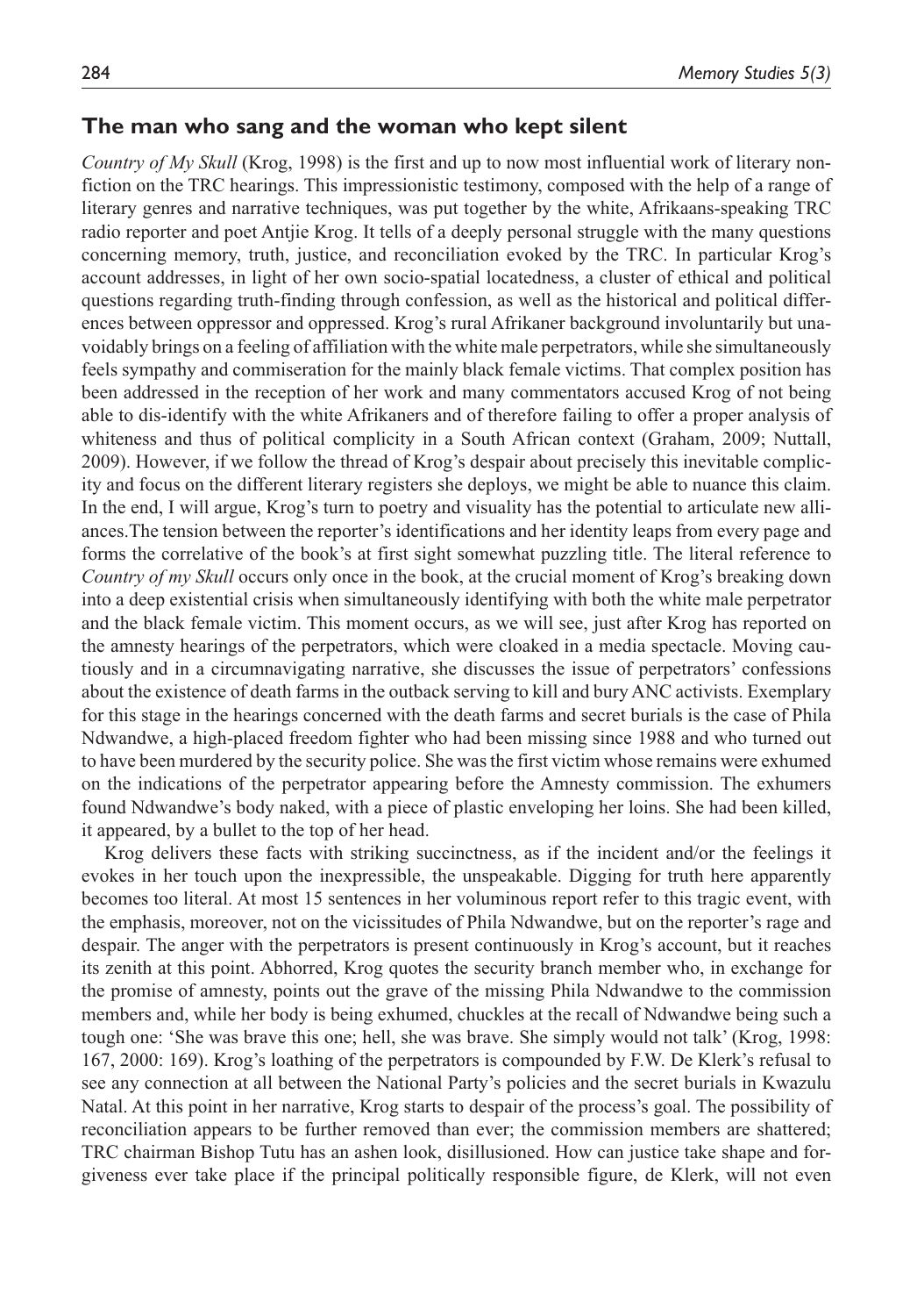## The man who sang and the woman who kept silent

*Country of My Skull* (Krog, 1998) is the first and up to now most influential work of literary non-fiction on the TRC hearings. This impressionistic testimony, composed with the help of a range of literary genres and narrative techniques, was put together by the white, Afrikaans-speaking TRC radio reporter and poet Antjie Krog. It tells of a deeply personal struggle with the many questions concerning memory, truth, justice, and reconciliation evoked by the TRC. In particular Krog's account addresses, in light of her own socio-spatial locatedness, a cluster of ethical and political questions regarding truth-finding through confession, as well as the historical and political differences between oppressor and oppressed. Krog's rural Afrikaner background involuntarily but unavoidably brings on a feeling of affiliation with the white male perpetrators, while she simultaneously feels sympathy and commiseration for the mainly black female victims. That complex position has been addressed in the reception of her work and many commentators accused Krog of not being able to dis-identify with the white Afrikaners and of therefore failing to offer a proper analysis of whiteness and thus of political complicity in a South African context (Graham, 2009; Nuttall, 2009). However, if we follow the thread of Krog's despair about precisely this inevitable complicity and focus on the different literary registers she deploys, we might be able to nuance this claim. In the end, I will argue, Krog's turn to poetry and visuality has the potential to articulate new alliances.The tension between the reporter's identifications and her identity leaps from every page and forms the correlative of the book's at first sight somewhat puzzling title. The literal reference to *Country of my Skull* occurs only once in the book, at the crucial moment of Krog's breaking down into a deep existential crisis when simultaneously identifying with both the white male perpetrator and the black female victim. This moment occurs, as we will see, just after Krog has reported on the amnesty hearings of the perpetrators, which were cloaked in a media spectacle. Moving cautiously and in a circumnavigating narrative, she discusses the issue of perpetrators' confessions about the existence of death farms in the outback serving to kill and bury ANC activists. Exemplary for this stage in the hearings concerned with the death farms and secret burials is the case of Phila Ndwandwe, a high-placed freedom fighter who had been missing since 1988 and who turned out to have been murdered by the security police. She was the first victim whose remains were exhumed on the indications of the perpetrator appearing before the Amnesty commission. The exhumers found Ndwandwe's body naked, with a piece of plastic enveloping her loins. She had been killed, it appeared, by a bullet to the top of her head.

Krog delivers these facts with striking succinctness, as if the incident and/or the feelings it evokes in her touch upon the inexpressible, the unspeakable. Digging for truth here apparently becomes too literal. At most 15 sentences in her voluminous report refer to this tragic event, with the emphasis, moreover, not on the vicissitudes of Phila Ndwandwe, but on the reporter's rage and despair. The anger with the perpetrators is present continuously in Krog's account, but it reaches its zenith at this point. Abhorred, Krog quotes the security branch member who, in exchange for the promise of amnesty, points out the grave of the missing Phila Ndwandwe to the commission members and, while her body is being exhumed, chuckles at the recall of Ndwandwe being such a tough one: 'She was brave this one; hell, she was brave. She simply would not talk' (Krog, 1998: 167, 2000: 169). Krog's loathing of the perpetrators is compounded by F.W. De Klerk's refusal to see any connection at all between the National Party's policies and the secret burials in Kwazulu Natal. At this point in her narrative, Krog starts to despair of the process's goal. The possibility of reconciliation appears to be further removed than ever; the commission members are shattered; TRC chairman Bishop Tutu has an ashen look, disillusioned. How can justice take shape and forgiveness ever take place if the principal politically responsible figure, de Klerk, will not even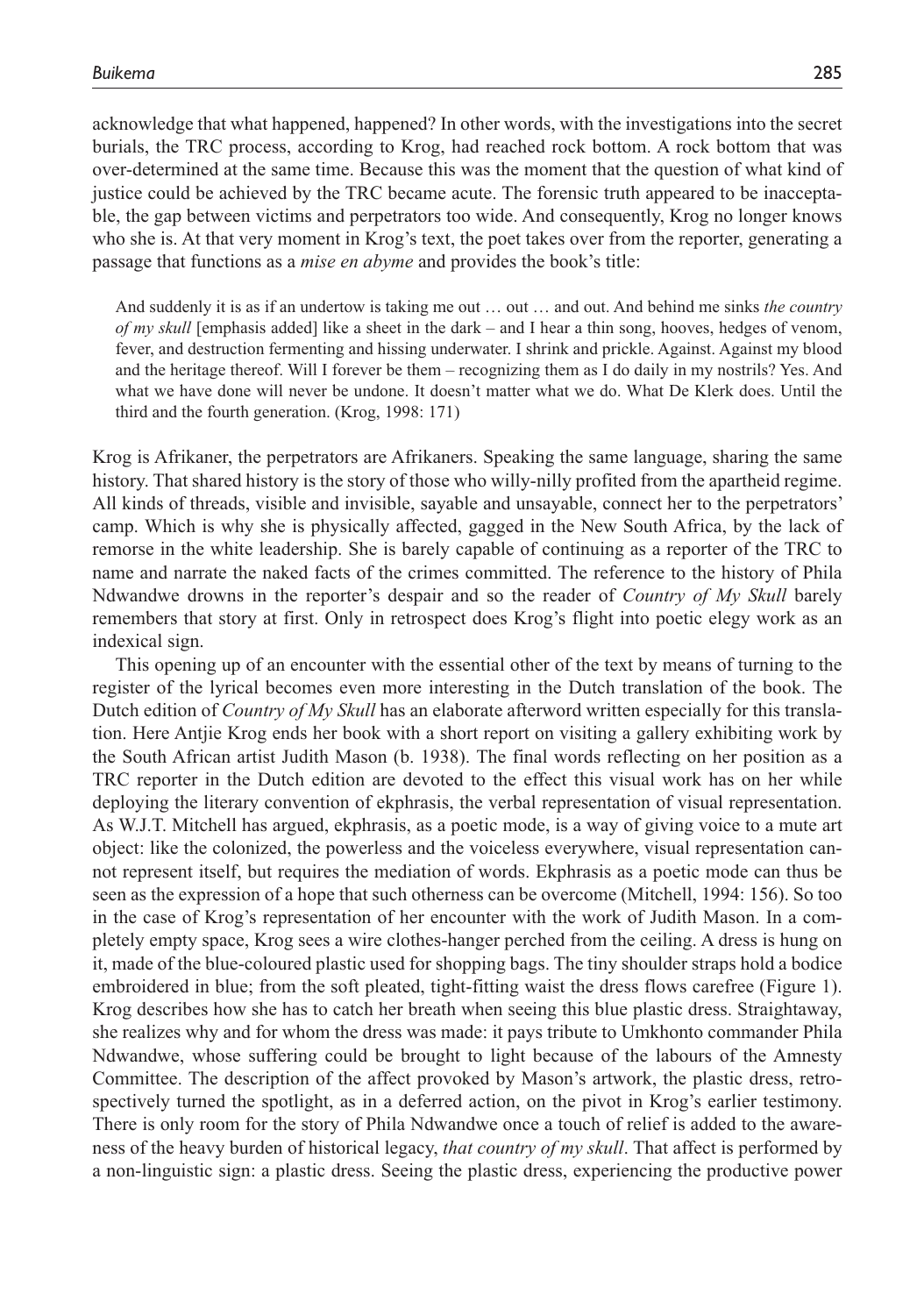acknowledge that what happened, happened? In other words, with the investigations into the secret burials, the TRC process, according to Krog, had reached rock bottom. A rock bottom that was over-determined at the same time. Because this was the moment that the question of what kind of justice could be achieved by the TRC became acute. The forensic truth appeared to be inacceptable, the gap between victims and perpetrators too wide. And consequently, Krog no longer knows who she is. At that very moment in Krog's text, the poet takes over from the reporter, generating a passage that functions as a *mise en abyme* and provides the book's title:

> And suddenly it is as if an undertow is taking me out … out … and out. And behind me sinks *the country of my skull* [emphasis added] like a sheet in the dark – and I hear a thin song, hooves, hedges of venom, fever, and destruction fermenting and hissing underwater. I shrink and prickle. Against. Against my blood and the heritage thereof. Will I forever be them – recognizing them as I do daily in my nostrils? Yes. And what we have done will never be undone. It doesn't matter what we do. What De Klerk does. Until the third and the fourth generation. (Krog, 1998: 171)

Krog is Afrikaner, the perpetrators are Afrikaners. Speaking the same language, sharing the same history. That shared history is the story of those who willy-nilly profited from the apartheid regime. All kinds of threads, visible and invisible, sayable and unsayable, connect her to the perpetrators' camp. Which is why she is physically affected, gagged in the New South Africa, by the lack of remorse in the white leadership. She is barely capable of continuing as a reporter of the TRC to name and narrate the naked facts of the crimes committed. The reference to the history of Phila Ndwandwe drowns in the reporter's despair and so the reader of *Country of My Skull* barely remembers that story at first. Only in retrospect does Krog's flight into poetic elegy work as an indexical sign.

This opening up of an encounter with the essential other of the text by means of turning to the register of the lyrical becomes even more interesting in the Dutch translation of the book. The Dutch edition of *Country of My Skull* has an elaborate afterword written especially for this translation. Here Antjie Krog ends her book with a short report on visiting a gallery exhibiting work by the South African artist Judith Mason (b. 1938). The final words reflecting on her position as a TRC reporter in the Dutch edition are devoted to the effect this visual work has on her while deploying the literary convention of ekphrasis, the verbal representation of visual representation. As W.J.T. Mitchell has argued, ekphrasis, as a poetic mode, is a way of giving voice to a mute art object: like the colonized, the powerless and the voiceless everywhere, visual representation cannot represent itself, but requires the mediation of words. Ekphrasis as a poetic mode can thus be seen as the expression of a hope that such otherness can be overcome (Mitchell, 1994: 156). So too in the case of Krog's representation of her encounter with the work of Judith Mason. In a completely empty space, Krog sees a wire clothes-hanger perched from the ceiling. A dress is hung on it, made of the blue-coloured plastic used for shopping bags. The tiny shoulder straps hold a bodice embroidered in blue; from the soft pleated, tight-fitting waist the dress flows carefree (Figure 1). Krog describes how she has to catch her breath when seeing this blue plastic dress. Straightaway, she realizes why and for whom the dress was made: it pays tribute to Umkhonto commander Phila Ndwandwe, whose suffering could be brought to light because of the labours of the Amnesty Committee. The description of the affect provoked by Mason's artwork, the plastic dress, retrospectively turned the spotlight, as in a deferred action, on the pivot in Krog's earlier testimony. There is only room for the story of Phila Ndwandwe once a touch of relief is added to the awareness of the heavy burden of historical legacy, *that country of my skull*. That affect is performed by a non-linguistic sign: a plastic dress. Seeing the plastic dress, experiencing the productive power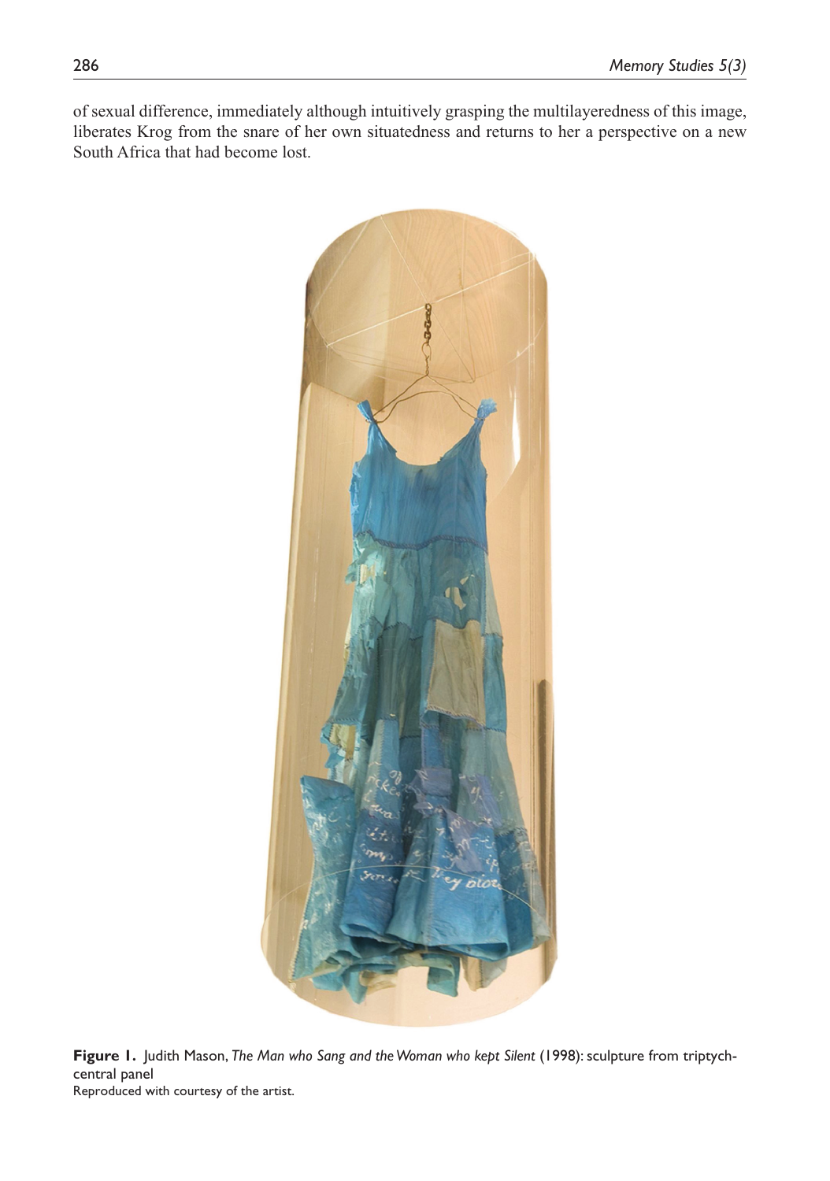of sexual difference, immediately although intuitively grasping the multilayeredness of this image, liberates Krog from the snare of her own situatedness and returns to her a perspective on a new South Africa that had become lost.

**Figure 1.** Judith Mason, *The Man who Sang and the Woman who kept Silent* (1998): sculpture from triptych-central panel
Reproduced with courtesy of the artist.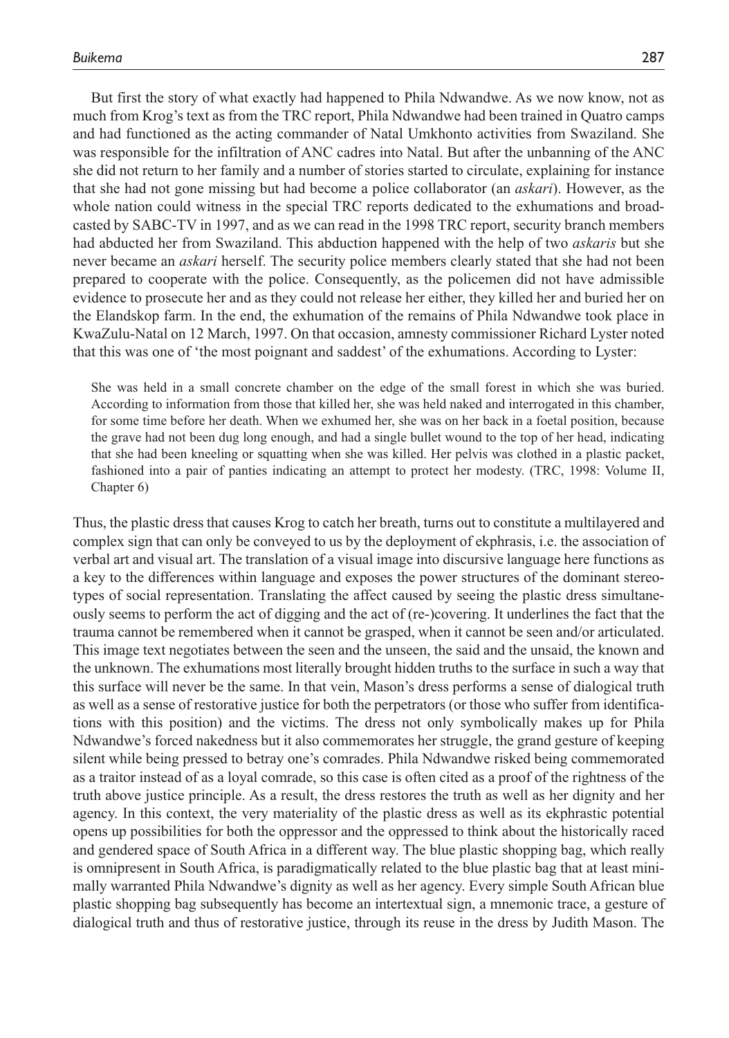But first the story of what exactly had happened to Phila Ndwandwe. As we now know, not as much from Krog's text as from the TRC report, Phila Ndwandwe had been trained in Quatro camps and had functioned as the acting commander of Natal Umkhonto activities from Swaziland. She was responsible for the infiltration of ANC cadres into Natal. But after the unbanning of the ANC she did not return to her family and a number of stories started to circulate, explaining for instance that she had not gone missing but had become a police collaborator (an *askari*). However, as the whole nation could witness in the special TRC reports dedicated to the exhumations and broadcasted by SABC-TV in 1997, and as we can read in the 1998 TRC report, security branch members had abducted her from Swaziland. This abduction happened with the help of two *askaris* but she never became an *askari* herself. The security police members clearly stated that she had not been prepared to cooperate with the police. Consequently, as the policemen did not have admissible evidence to prosecute her and as they could not release her either, they killed her and buried her on the Elandskop farm. In the end, the exhumation of the remains of Phila Ndwandwe took place in KwaZulu-Natal on 12 March, 1997. On that occasion, amnesty commissioner Richard Lyster noted that this was one of 'the most poignant and saddest' of the exhumations. According to Lyster:

> She was held in a small concrete chamber on the edge of the small forest in which she was buried. According to information from those that killed her, she was held naked and interrogated in this chamber, for some time before her death. When we exhumed her, she was on her back in a foetal position, because the grave had not been dug long enough, and had a single bullet wound to the top of her head, indicating that she had been kneeling or squatting when she was killed. Her pelvis was clothed in a plastic packet, fashioned into a pair of panties indicating an attempt to protect her modesty. (TRC, 1998: Volume II, Chapter 6)

Thus, the plastic dress that causes Krog to catch her breath, turns out to constitute a multilayered and complex sign that can only be conveyed to us by the deployment of ekphrasis, i.e. the association of verbal art and visual art. The translation of a visual image into discursive language here functions as a key to the differences within language and exposes the power structures of the dominant stereotypes of social representation. Translating the affect caused by seeing the plastic dress simultaneously seems to perform the act of digging and the act of (re-)covering. It underlines the fact that the trauma cannot be remembered when it cannot be grasped, when it cannot be seen and/or articulated. This image text negotiates between the seen and the unseen, the said and the unsaid, the known and the unknown. The exhumations most literally brought hidden truths to the surface in such a way that this surface will never be the same. In that vein, Mason's dress performs a sense of dialogical truth as well as a sense of restorative justice for both the perpetrators (or those who suffer from identifications with this position) and the victims. The dress not only symbolically makes up for Phila Ndwandwe's forced nakedness but it also commemorates her struggle, the grand gesture of keeping silent while being pressed to betray one's comrades. Phila Ndwandwe risked being commemorated as a traitor instead of as a loyal comrade, so this case is often cited as a proof of the rightness of the truth above justice principle. As a result, the dress restores the truth as well as her dignity and her agency. In this context, the very materiality of the plastic dress as well as its ekphrastic potential opens up possibilities for both the oppressor and the oppressed to think about the historically raced and gendered space of South Africa in a different way. The blue plastic shopping bag, which really is omnipresent in South Africa, is paradigmatically related to the blue plastic bag that at least minimally warranted Phila Ndwandwe's dignity as well as her agency. Every simple South African blue plastic shopping bag subsequently has become an intertextual sign, a mnemonic trace, a gesture of dialogical truth and thus of restorative justice, through its reuse in the dress by Judith Mason. The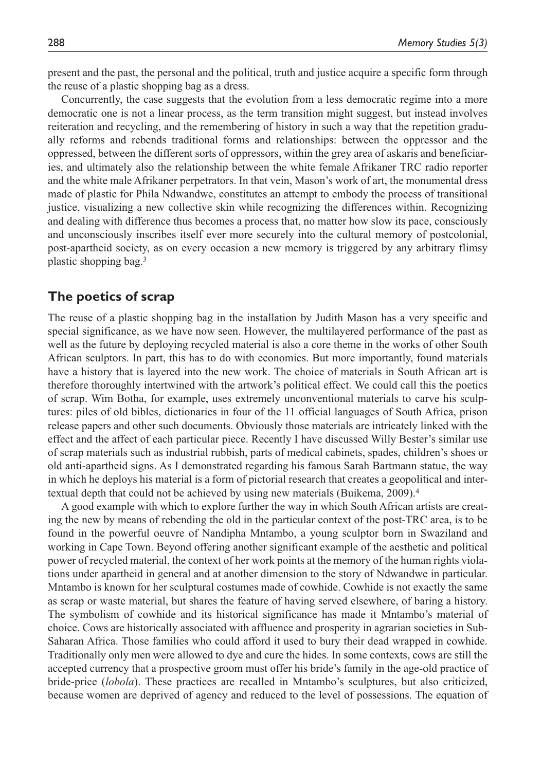present and the past, the personal and the political, truth and justice acquire a specific form through the reuse of a plastic shopping bag as a dress.

Concurrently, the case suggests that the evolution from a less democratic regime into a more democratic one is not a linear process, as the term transition might suggest, but instead involves reiteration and recycling, and the remembering of history in such a way that the repetition gradually reforms and rebends traditional forms and relationships: between the oppressor and the oppressed, between the different sorts of oppressors, within the grey area of askaris and beneficiaries, and ultimately also the relationship between the white female Afrikaner TRC radio reporter and the white male Afrikaner perpetrators. In that vein, Mason's work of art, the monumental dress made of plastic for Phila Ndwandwe, constitutes an attempt to embody the process of transitional justice, visualizing a new collective skin while recognizing the differences within. Recognizing and dealing with difference thus becomes a process that, no matter how slow its pace, consciously and unconsciously inscribes itself ever more securely into the cultural memory of postcolonial, post-apartheid society, as on every occasion a new memory is triggered by any arbitrary flimsy plastic shopping bag.[3]

## The poetics of scrap

The reuse of a plastic shopping bag in the installation by Judith Mason has a very specific and special significance, as we have now seen. However, the multilayered performance of the past as well as the future by deploying recycled material is also a core theme in the works of other South African sculptors. In part, this has to do with economics. But more importantly, found materials have a history that is layered into the new work. The choice of materials in South African art is therefore thoroughly intertwined with the artwork's political effect. We could call this the poetics of scrap. Wim Botha, for example, uses extremely unconventional materials to carve his sculptures: piles of old bibles, dictionaries in four of the 11 official languages of South Africa, prison release papers and other such documents. Obviously those materials are intricately linked with the effect and the affect of each particular piece. Recently I have discussed Willy Bester's similar use of scrap materials such as industrial rubbish, parts of medical cabinets, spades, children's shoes or old anti-apartheid signs. As I demonstrated regarding his famous Sarah Bartmann statue, the way in which he deploys his material is a form of pictorial research that creates a geopolitical and intertextual depth that could not be achieved by using new materials (Buikema, 2009).[4]

A good example with which to explore further the way in which South African artists are creating the new by means of rebending the old in the particular context of the post-TRC area, is to be found in the powerful oeuvre of Nandipha Mntambo, a young sculptor born in Swaziland and working in Cape Town. Beyond offering another significant example of the aesthetic and political power of recycled material, the context of her work points at the memory of the human rights violations under apartheid in general and at another dimension to the story of Ndwandwe in particular. Mntambo is known for her sculptural costumes made of cowhide. Cowhide is not exactly the same as scrap or waste material, but shares the feature of having served elsewhere, of baring a history. The symbolism of cowhide and its historical significance has made it Mntambo's material of choice. Cows are historically associated with affluence and prosperity in agrarian societies in Sub-Saharan Africa. Those families who could afford it used to bury their dead wrapped in cowhide. Traditionally only men were allowed to dye and cure the hides. In some contexts, cows are still the accepted currency that a prospective groom must offer his bride's family in the age-old practice of bride-price (*lobola*). These practices are recalled in Mntambo's sculptures, but also criticized, because women are deprived of agency and reduced to the level of possessions. The equation of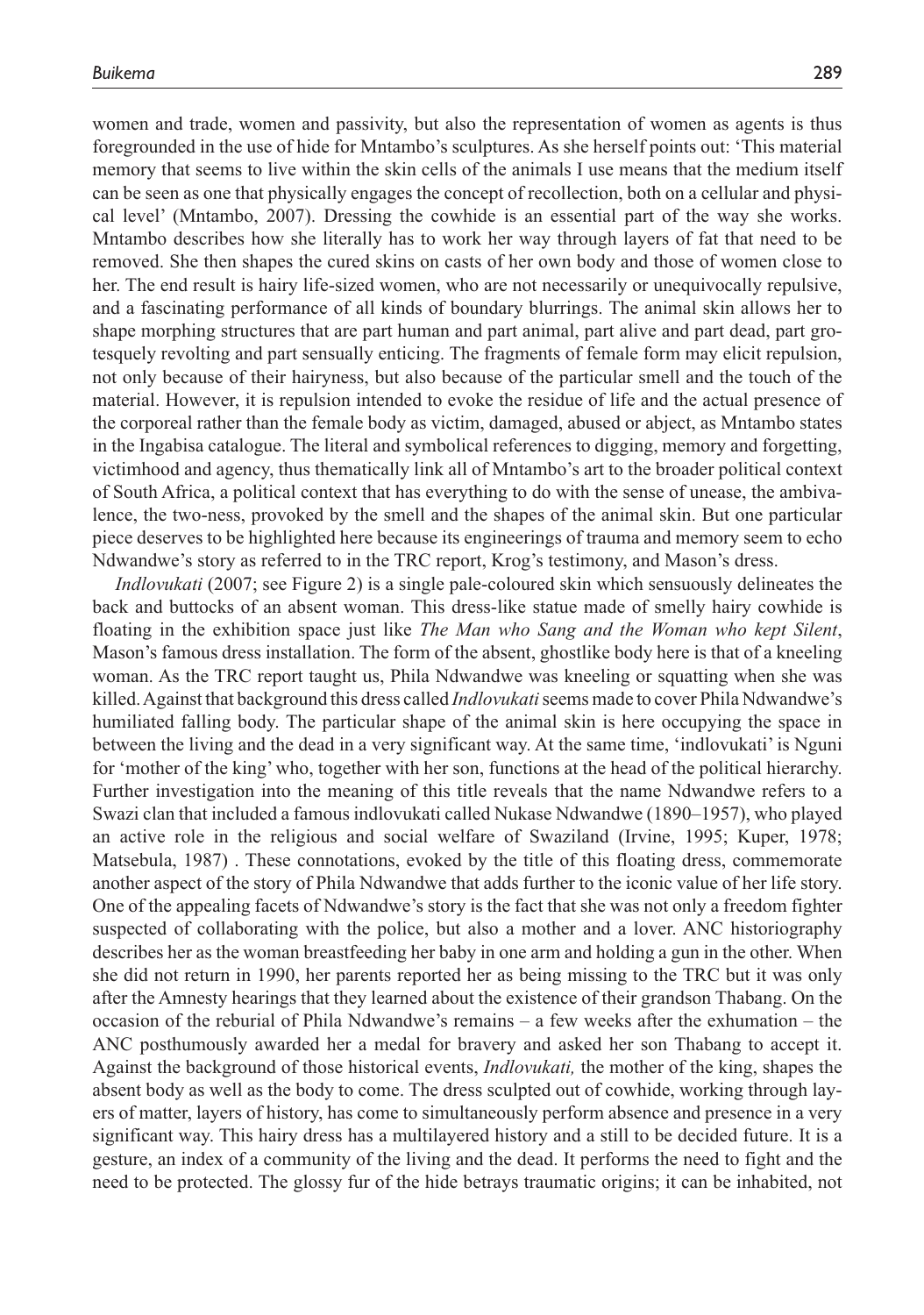women and trade, women and passivity, but also the representation of women as agents is thus foregrounded in the use of hide for Mntambo's sculptures. As she herself points out: 'This material memory that seems to live within the skin cells of the animals I use means that the medium itself can be seen as one that physically engages the concept of recollection, both on a cellular and physical level' (Mntambo, 2007). Dressing the cowhide is an essential part of the way she works. Mntambo describes how she literally has to work her way through layers of fat that need to be removed. She then shapes the cured skins on casts of her own body and those of women close to her. The end result is hairy life-sized women, who are not necessarily or unequivocally repulsive, and a fascinating performance of all kinds of boundary blurrings. The animal skin allows her to shape morphing structures that are part human and part animal, part alive and part dead, part grotesquely revolting and part sensually enticing. The fragments of female form may elicit repulsion, not only because of their hairyness, but also because of the particular smell and the touch of the material. However, it is repulsion intended to evoke the residue of life and the actual presence of the corporeal rather than the female body as victim, damaged, abused or abject, as Mntambo states in the Ingabisa catalogue. The literal and symbolical references to digging, memory and forgetting, victimhood and agency, thus thematically link all of Mntambo's art to the broader political context of South Africa, a political context that has everything to do with the sense of unease, the ambivalence, the two-ness, provoked by the smell and the shapes of the animal skin. But one particular piece deserves to be highlighted here because its engineerings of trauma and memory seem to echo Ndwandwe's story as referred to in the TRC report, Krog's testimony, and Mason's dress.

*Indlovukati* (2007; see Figure 2) is a single pale-coloured skin which sensuously delineates the back and buttocks of an absent woman. This dress-like statue made of smelly hairy cowhide is floating in the exhibition space just like *The Man who Sang and the Woman who kept Silent*, Mason's famous dress installation. The form of the absent, ghostlike body here is that of a kneeling woman. As the TRC report taught us, Phila Ndwandwe was kneeling or squatting when she was killed. Against that background this dress called *Indlovukati* seems made to cover Phila Ndwandwe's humiliated falling body. The particular shape of the animal skin is here occupying the space in between the living and the dead in a very significant way. At the same time, 'indlovukati' is Nguni for 'mother of the king' who, together with her son, functions at the head of the political hierarchy. Further investigation into the meaning of this title reveals that the name Ndwandwe refers to a Swazi clan that included a famous indlovukati called Nukase Ndwandwe (1890–1957), who played an active role in the religious and social welfare of Swaziland (Irvine, 1995; Kuper, 1978; Matsebula, 1987) . These connotations, evoked by the title of this floating dress, commemorate another aspect of the story of Phila Ndwandwe that adds further to the iconic value of her life story. One of the appealing facets of Ndwandwe's story is the fact that she was not only a freedom fighter suspected of collaborating with the police, but also a mother and a lover. ANC historiography describes her as the woman breastfeeding her baby in one arm and holding a gun in the other. When she did not return in 1990, her parents reported her as being missing to the TRC but it was only after the Amnesty hearings that they learned about the existence of their grandson Thabang. On the occasion of the reburial of Phila Ndwandwe's remains – a few weeks after the exhumation – the ANC posthumously awarded her a medal for bravery and asked her son Thabang to accept it. Against the background of those historical events, *Indlovukati,* the mother of the king, shapes the absent body as well as the body to come. The dress sculpted out of cowhide, working through layers of matter, layers of history, has come to simultaneously perform absence and presence in a very significant way. This hairy dress has a multilayered history and a still to be decided future. It is a gesture, an index of a community of the living and the dead. It performs the need to fight and the need to be protected. The glossy fur of the hide betrays traumatic origins; it can be inhabited, not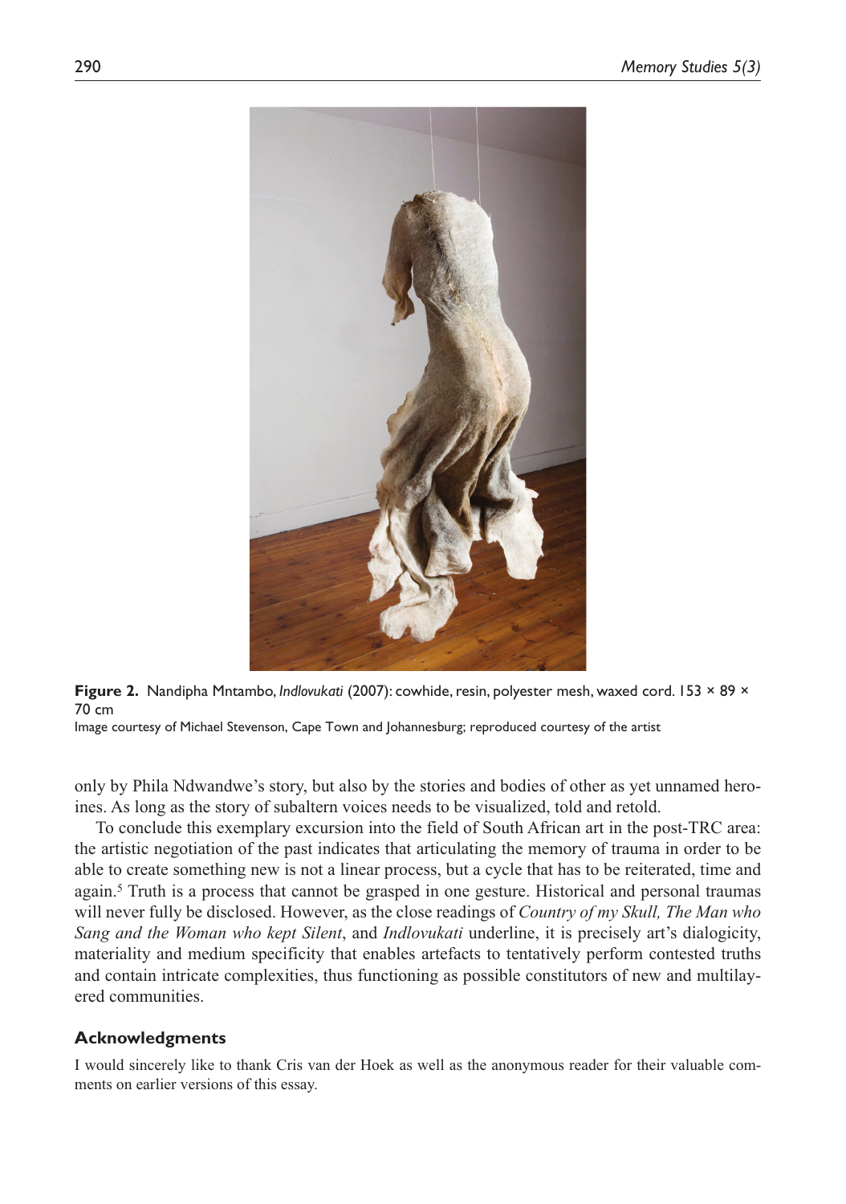**Figure 2.** Nandipha Mntambo, *Indlovukati* (2007): cowhide, resin, polyester mesh, waxed cord. 153 × 89 × 70 cm
Image courtesy of Michael Stevenson, Cape Town and Johannesburg; reproduced courtesy of the artist

only by Phila Ndwandwe's story, but also by the stories and bodies of other as yet unnamed heroines. As long as the story of subaltern voices needs to be visualized, told and retold.

To conclude this exemplary excursion into the field of South African art in the post-TRC area: the artistic negotiation of the past indicates that articulating the memory of trauma in order to be able to create something new is not a linear process, but a cycle that has to be reiterated, time and again.[5] Truth is a process that cannot be grasped in one gesture. Historical and personal traumas will never fully be disclosed. However, as the close readings of *Country of my Skull, The Man who Sang and the Woman who kept Silent*, and *Indlovukati* underline, it is precisely art's dialogicity, materiality and medium specificity that enables artefacts to tentatively perform contested truths and contain intricate complexities, thus functioning as possible constitutors of new and multilayered communities.

## Acknowledgments

I would sincerely like to thank Cris van der Hoek as well as the anonymous reader for their valuable comments on earlier versions of this essay.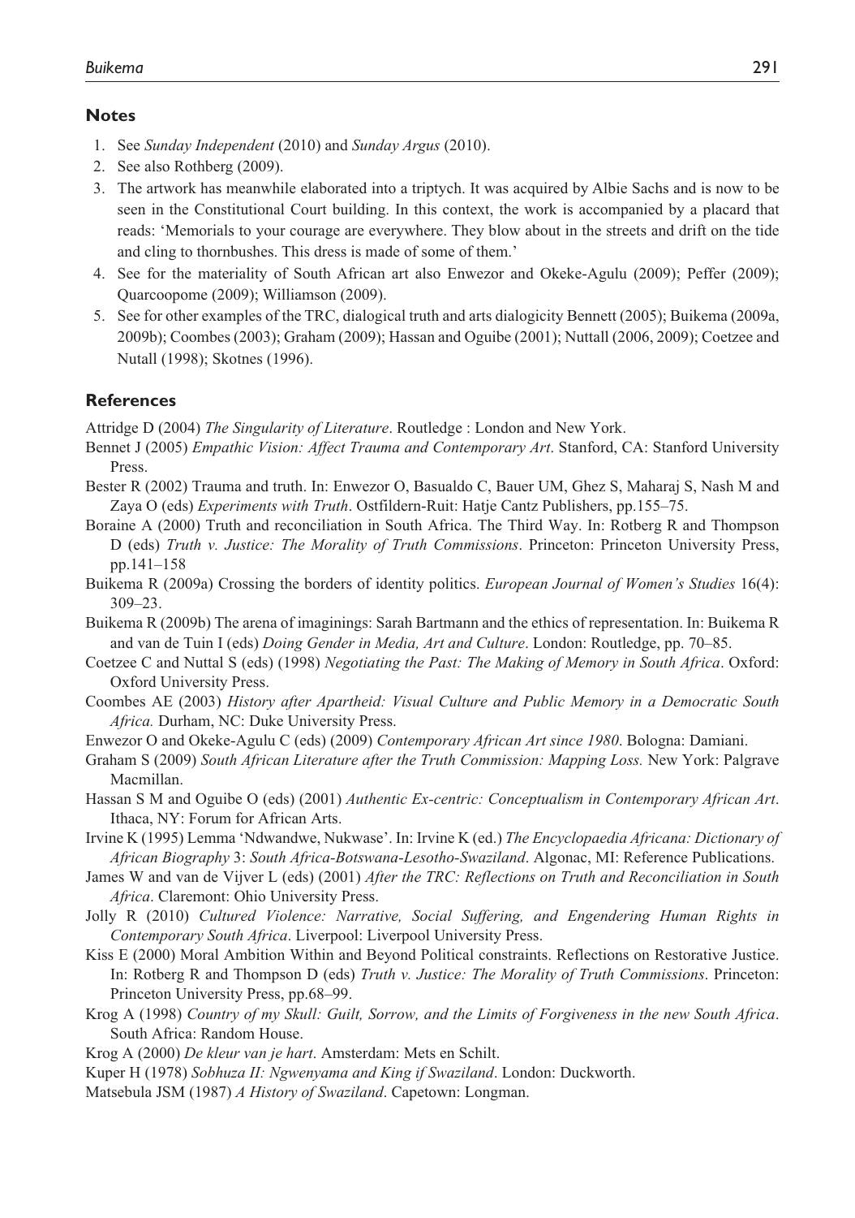## Notes

1. See *Sunday Independent* (2010) and *Sunday Argus* (2010).
2. See also Rothberg (2009).
3. The artwork has meanwhile elaborated into a triptych. It was acquired by Albie Sachs and is now to be seen in the Constitutional Court building. In this context, the work is accompanied by a placard that reads: 'Memorials to your courage are everywhere. They blow about in the streets and drift on the tide and cling to thornbushes. This dress is made of some of them.'
4. See for the materiality of South African art also Enwezor and Okeke-Agulu (2009); Peffer (2009); Quarcoopome (2009); Williamson (2009).
5. See for other examples of the TRC, dialogical truth and arts dialogicity Bennett (2005); Buikema (2009a, 2009b); Coombes (2003); Graham (2009); Hassan and Oguibe (2001); Nuttall (2006, 2009); Coetzee and Nutall (1998); Skotnes (1996).

## References

Attridge D (2004) *The Singularity of Literature*. Routledge : London and New York.

Bennet J (2005) *Empathic Vision: Affect Trauma and Contemporary Art*. Stanford, CA: Stanford University Press.

Bester R (2002) Trauma and truth. In: Enwezor O, Basualdo C, Bauer UM, Ghez S, Maharaj S, Nash M and Zaya O (eds) *Experiments with Truth*. Ostfildern-Ruit: Hatje Cantz Publishers, pp.155–75.

Boraine A (2000) Truth and reconciliation in South Africa. The Third Way. In: Rotberg R and Thompson D (eds) *Truth v. Justice: The Morality of Truth Commissions*. Princeton: Princeton University Press, pp.141–158

Buikema R (2009a) Crossing the borders of identity politics. *European Journal of Women's Studies* 16(4): 309–23.

Buikema R (2009b) The arena of imaginings: Sarah Bartmann and the ethics of representation. In: Buikema R and van de Tuin I (eds) *Doing Gender in Media, Art and Culture*. London: Routledge, pp. 70–85.

Coetzee C and Nuttal S (eds) (1998) *Negotiating the Past: The Making of Memory in South Africa*. Oxford: Oxford University Press.

Coombes AE (2003) *History after Apartheid: Visual Culture and Public Memory in a Democratic South Africa.* Durham, NC: Duke University Press.

Enwezor O and Okeke-Agulu C (eds) (2009) *Contemporary African Art since 1980*. Bologna: Damiani.

Graham S (2009) *South African Literature after the Truth Commission: Mapping Loss.* New York: Palgrave Macmillan.

Hassan S M and Oguibe O (eds) (2001) *Authentic Ex-centric: Conceptualism in Contemporary African Art*. Ithaca, NY: Forum for African Arts.

Irvine K (1995) Lemma 'Ndwandwe, Nukwase'. In: Irvine K (ed.) *The Encyclopaedia Africana: Dictionary of African Biography* 3: *South Africa-Botswana-Lesotho-Swaziland*. Algonac, MI: Reference Publications.

James W and van de Vijver L (eds) (2001) *After the TRC: Reflections on Truth and Reconciliation in South Africa*. Claremont: Ohio University Press.

Jolly R (2010) *Cultured Violence: Narrative, Social Suffering, and Engendering Human Rights in Contemporary South Africa*. Liverpool: Liverpool University Press.

Kiss E (2000) Moral Ambition Within and Beyond Political constraints. Reflections on Restorative Justice. In: Rotberg R and Thompson D (eds) *Truth v. Justice: The Morality of Truth Commissions*. Princeton: Princeton University Press, pp.68–99.

Krog A (1998) *Country of my Skull: Guilt, Sorrow, and the Limits of Forgiveness in the new South Africa*. South Africa: Random House.

Krog A (2000) *De kleur van je hart*. Amsterdam: Mets en Schilt.

Kuper H (1978) *Sobhuza II: Ngwenyama and King if Swaziland*. London: Duckworth.

Matsebula JSM (1987) *A History of Swaziland*. Capetown: Longman.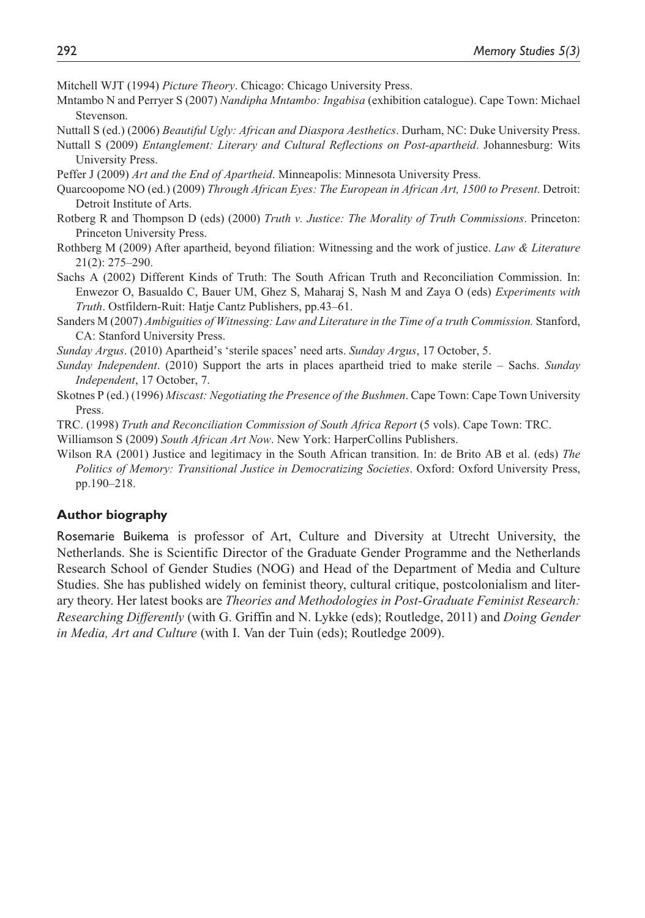Mitchell WJT (1994) *Picture Theory*. Chicago: Chicago University Press.

Mntambo N and Perryer S (2007) *Nandipha Mntambo: Ingabisa* (exhibition catalogue). Cape Town: Michael Stevenson.

Nuttall S (ed.) (2006) *Beautiful Ugly: African and Diaspora Aesthetics*. Durham, NC: Duke University Press.

Nuttall S (2009) *Entanglement: Literary and Cultural Reflections on Post-apartheid*. Johannesburg: Wits University Press.

Peffer J (2009) *Art and the End of Apartheid*. Minneapolis: Minnesota University Press.

Quarcoopome NO (ed.) (2009) *Through African Eyes: The European in African Art, 1500 to Present*. Detroit: Detroit Institute of Arts.

Rotberg R and Thompson D (eds) (2000) *Truth v. Justice: The Morality of Truth Commissions*. Princeton: Princeton University Press.

Rothberg M (2009) After apartheid, beyond filiation: Witnessing and the work of justice. *Law & Literature* 21(2): 275–290.

Sachs A (2002) Different Kinds of Truth: The South African Truth and Reconciliation Commission. In: Enwezor O, Basualdo C, Bauer UM, Ghez S, Maharaj S, Nash M and Zaya O (eds) *Experiments with Truth*. Ostfildern-Ruit: Hatje Cantz Publishers, pp.43–61.

Sanders M (2007) *Ambiguities of Witnessing: Law and Literature in the Time of a truth Commission.* Stanford, CA: Stanford University Press.

*Sunday Argus*. (2010) Apartheid's 'sterile spaces' need arts. *Sunday Argus*, 17 October, 5.

*Sunday Independent*. (2010) Support the arts in places apartheid tried to make sterile – Sachs. *Sunday Independent*, 17 October, 7.

Skotnes P (ed.) (1996) *Miscast: Negotiating the Presence of the Bushmen*. Cape Town: Cape Town University Press.

TRC. (1998) *Truth and Reconciliation Commission of South Africa Report* (5 vols). Cape Town: TRC.

Williamson S (2009) *South African Art Now*. New York: HarperCollins Publishers.

Wilson RA (2001) Justice and legitimacy in the South African transition. In: de Brito AB et al. (eds) *The Politics of Memory: Transitional Justice in Democratizing Societies*. Oxford: Oxford University Press, pp.190–218.

## Author biography

Rosemarie Buikema is professor of Art, Culture and Diversity at Utrecht University, the Netherlands. She is Scientific Director of the Graduate Gender Programme and the Netherlands Research School of Gender Studies (NOG) and Head of the Department of Media and Culture Studies. She has published widely on feminist theory, cultural critique, postcolonialism and literary theory. Her latest books are *Theories and Methodologies in Post-Graduate Feminist Research: Researching Differently* (with G. Griffin and N. Lykke (eds); Routledge, 2011) and *Doing Gender in Media, Art and Culture* (with I. Van der Tuin (eds); Routledge 2009).